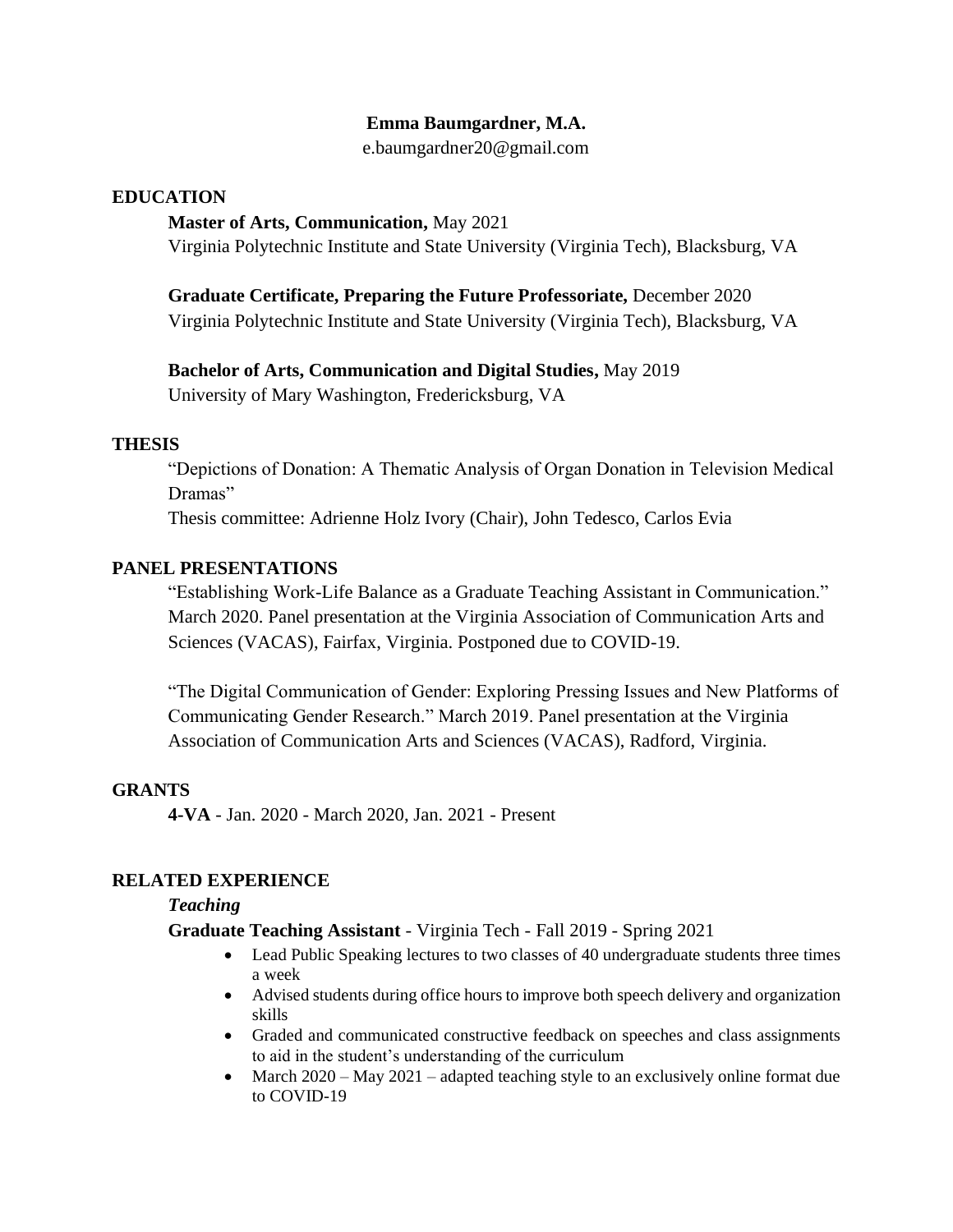**Emma Baumgardner, M.A.**
e.baumgardner20@gmail.com

## EDUCATION

**Master of Arts, Communication,** May 2021
Virginia Polytechnic Institute and State University (Virginia Tech), Blacksburg, VA

**Graduate Certificate, Preparing the Future Professoriate,** December 2020
Virginia Polytechnic Institute and State University (Virginia Tech), Blacksburg, VA

**Bachelor of Arts, Communication and Digital Studies,** May 2019
University of Mary Washington, Fredericksburg, VA

## THESIS

"Depictions of Donation: A Thematic Analysis of Organ Donation in Television Medical Dramas"
Thesis committee: Adrienne Holz Ivory (Chair), John Tedesco, Carlos Evia

## PANEL PRESENTATIONS

"Establishing Work-Life Balance as a Graduate Teaching Assistant in Communication." March 2020. Panel presentation at the Virginia Association of Communication Arts and Sciences (VACAS), Fairfax, Virginia. Postponed due to COVID-19.

"The Digital Communication of Gender: Exploring Pressing Issues and New Platforms of Communicating Gender Research." March 2019. Panel presentation at the Virginia Association of Communication Arts and Sciences (VACAS), Radford, Virginia.

## GRANTS

**4-VA** - Jan. 2020 - March 2020, Jan. 2021 - Present

## RELATED EXPERIENCE

***Teaching***

**Graduate Teaching Assistant** - Virginia Tech - Fall 2019 - Spring 2021

- Lead Public Speaking lectures to two classes of 40 undergraduate students three times a week
- Advised students during office hours to improve both speech delivery and organization skills
- Graded and communicated constructive feedback on speeches and class assignments to aid in the student's understanding of the curriculum
- March 2020 – May 2021 – adapted teaching style to an exclusively online format due to COVID-19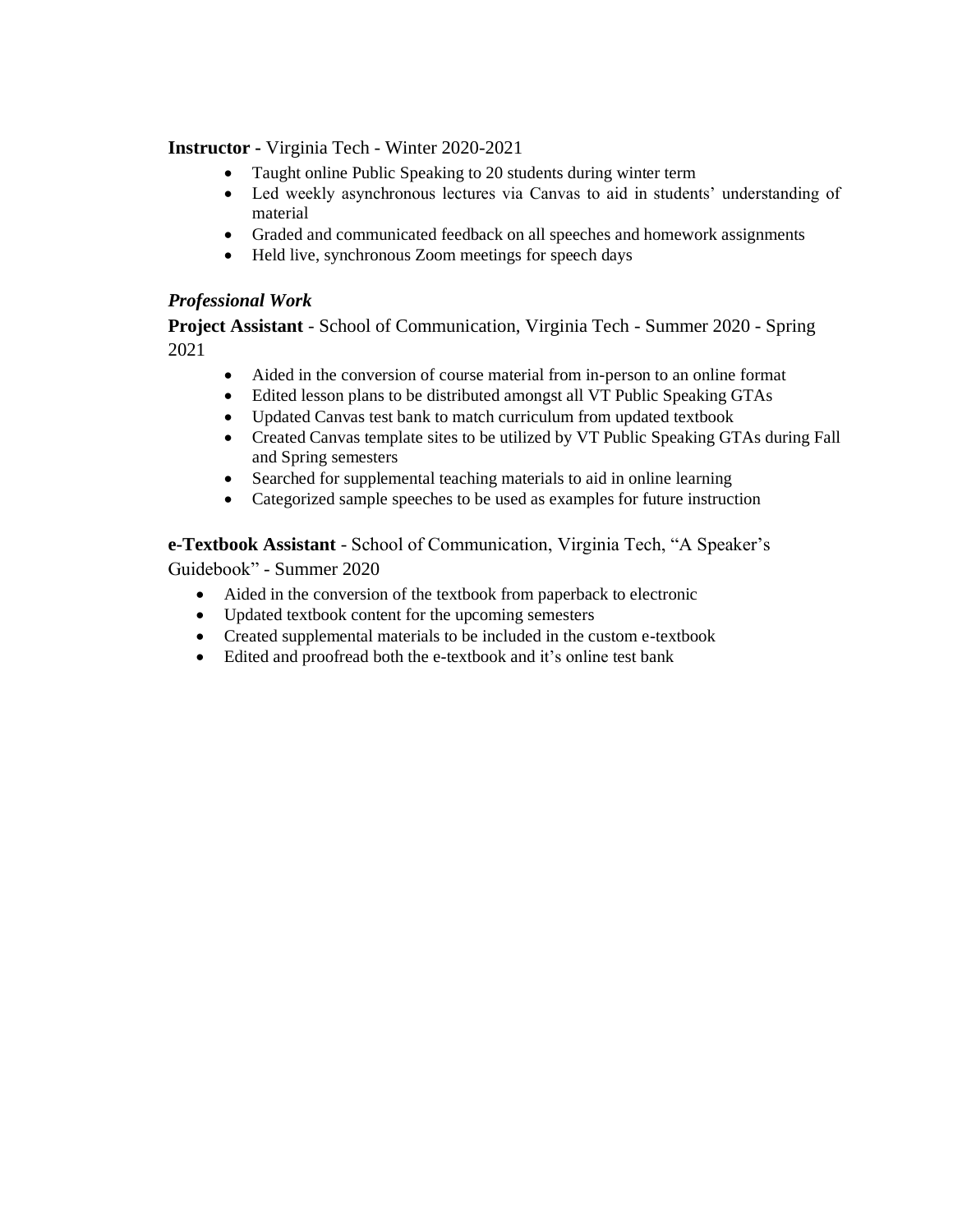**Instructor** - Virginia Tech - Winter 2020-2021

- Taught online Public Speaking to 20 students during winter term
- Led weekly asynchronous lectures via Canvas to aid in students' understanding of material
- Graded and communicated feedback on all speeches and homework assignments
- Held live, synchronous Zoom meetings for speech days

### *Professional Work*

**Project Assistant** - School of Communication, Virginia Tech - Summer 2020 - Spring 2021

- Aided in the conversion of course material from in-person to an online format
- Edited lesson plans to be distributed amongst all VT Public Speaking GTAs
- Updated Canvas test bank to match curriculum from updated textbook
- Created Canvas template sites to be utilized by VT Public Speaking GTAs during Fall and Spring semesters
- Searched for supplemental teaching materials to aid in online learning
- Categorized sample speeches to be used as examples for future instruction

**e-Textbook Assistant** - School of Communication, Virginia Tech, "A Speaker's Guidebook" - Summer 2020

- Aided in the conversion of the textbook from paperback to electronic
- Updated textbook content for the upcoming semesters
- Created supplemental materials to be included in the custom e-textbook
- Edited and proofread both the e-textbook and it's online test bank